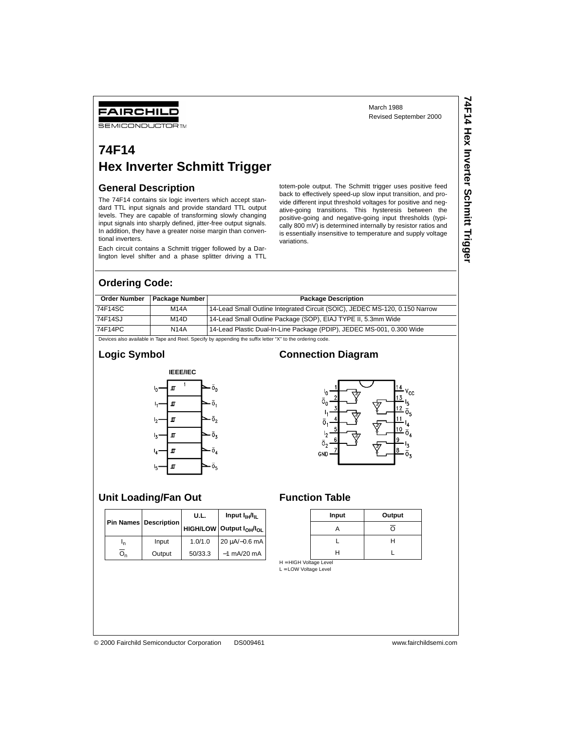FAIRCHILD SEMICONDUCTOR TM

March 1988
Revised September 2000

# 74F14
# Hex Inverter Schmitt Trigger

## General Description

The 74F14 contains six logic inverters which accept standard TTL input signals and provide standard TTL output levels. They are capable of transforming slowly changing input signals into sharply defined, jitter-free output signals. In addition, they have a greater noise margin than conventional inverters.

Each circuit contains a Schmitt trigger followed by a Darlington level shifter and a phase splitter driving a TTL totem-pole output. The Schmitt trigger uses positive feed back to effectively speed-up slow input transition, and provide different input threshold voltages for positive and negative-going transitions. This hysteresis between the positive-going and negative-going input thresholds (typically 800 mV) is determined internally by resistor ratios and is essentially insensitive to temperature and supply voltage variations.

## Ordering Code:

| Order Number | Package Number | Package Description |
|---|---|---|
| 74F14SC | M14A | 14-Lead Small Outline Integrated Circuit (SOIC), JEDEC MS-120, 0.150 Narrow |
| 74F14SJ | M14D | 14-Lead Small Outline Package (SOP), EIAJ TYPE II, 5.3mm Wide |
| 74F14PC | N14A | 14-Lead Plastic Dual-In-Line Package (PDIP), JEDEC MS-001, 0.300 Wide |

Devices also available in Tape and Reel. Specify by appending the suffix letter "X" to the ordering code.

## Logic Symbol

IEEE/IEC

## Connection Diagram

## Unit Loading/Fan Out

| Pin Names | Description | U.L. HIGH/LOW | Input $I_{IH}/I_{IL}$ Output $I_{OH}/I_{OL}$ |
|---|---|---|---|
| $I_n$ | Input | 1.0/1.0 | 20 μA/−0.6 mA |
| $\overline{O}_n$ | Output | 50/33.3 | −1 mA/20 mA |

## Function Table

| Input | Output |
|---|---|
| A | $\overline{O}$ |
| L | H |
| H | L |

H = HIGH Voltage Level
L = LOW Voltage Level

© 2000 Fairchild Semiconductor Corporation DS009461 www.fairchildsemi.com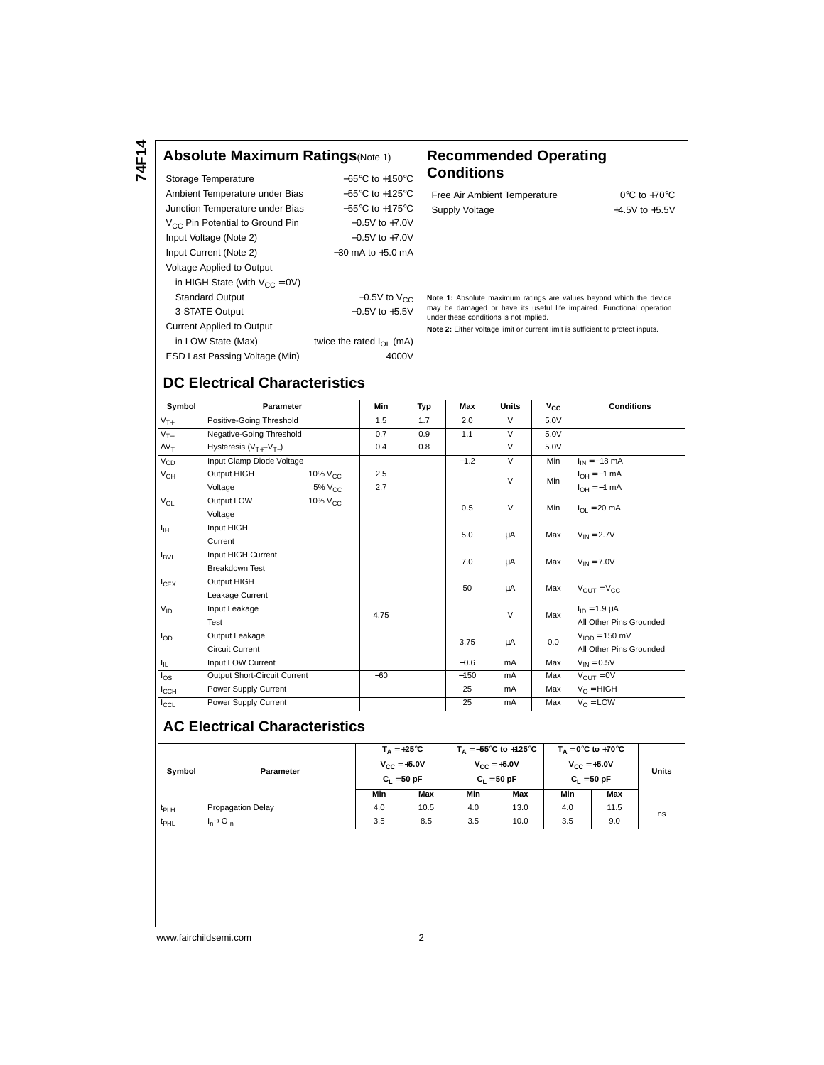## Absolute Maximum Ratings (Note 1)

| | |
|---|---|
| Storage Temperature | −65°C to +150°C |
| Ambient Temperature under Bias | −55°C to +125°C |
| Junction Temperature under Bias | −55°C to +175°C |
| $V_{CC}$ Pin Potential to Ground Pin | −0.5V to +7.0V |
| Input Voltage (Note 2) | −0.5V to +7.0V |
| Input Current (Note 2) | −30 mA to +5.0 mA |
| Voltage Applied to Output | |
| in HIGH State (with $V_{CC}$ = 0V) | |
| Standard Output | −0.5V to $V_{CC}$ |
| 3-STATE Output | −0.5V to +5.5V |
| Current Applied to Output | |
| in LOW State (Max) | twice the rated $I_{OL}$ (mA) |
| ESD Last Passing Voltage (Min) | 4000V |

## Recommended Operating Conditions

| | |
|---|---|
| Free Air Ambient Temperature | 0°C to +70°C |
| Supply Voltage | +4.5V to +5.5V |

**Note 1:** Absolute maximum ratings are values beyond which the device may be damaged or have its useful life impaired. Functional operation under these conditions is not implied.

**Note 2:** Either voltage limit or current limit is sufficient to protect inputs.

## DC Electrical Characteristics

| Symbol | Parameter | | Min | Typ | Max | Units | $V_{CC}$ | Conditions |
|---|---|---|---|---|---|---|---|---|
| $V_{T+}$ | Positive-Going Threshold | | 1.5 | 1.7 | 2.0 | V | 5.0V | |
| $V_{T-}$ | Negative-Going Threshold | | 0.7 | 0.9 | 1.1 | V | 5.0V | |
| $\Delta V_T$ | Hysteresis ($V_{T+}$–$V_{T-}$) | | 0.4 | 0.8 | | V | 5.0V | |
| $V_{CD}$ | Input Clamp Diode Voltage | | | | −1.2 | V | Min | $I_{IN}$ = −18 mA |
| $V_{OH}$ | Output HIGH Voltage | 10% $V_{CC}$ | 2.5 | | | V | Min | $I_{OH}$ = −1 mA |
| | | 5% $V_{CC}$ | 2.7 | | | | | $I_{OH}$ = −1 mA |
| $V_{OL}$ | Output LOW Voltage | 10% $V_{CC}$ | | | 0.5 | V | Min | $I_{OL}$ = 20 mA |
| $I_{IH}$ | Input HIGH Current | | | | 5.0 | µA | Max | $V_{IN}$ = 2.7V |
| $I_{BVI}$ | Input HIGH Current Breakdown Test | | | | 7.0 | µA | Max | $V_{IN}$ = 7.0V |
| $I_{CEX}$ | Output HIGH Leakage Current | | | | 50 | µA | Max | $V_{OUT}$ = $V_{CC}$ |
| $V_{ID}$ | Input Leakage Test | | 4.75 | | | V | Max | $I_{ID}$ = 1.9 µA All Other Pins Grounded |
| $I_{OD}$ | Output Leakage Circuit Current | | | | 3.75 | µA | 0.0 | $V_{IOD}$ = 150 mV All Other Pins Grounded |
| $I_{IL}$ | Input LOW Current | | | | −0.6 | mA | Max | $V_{IN}$ = 0.5V |
| $I_{OS}$ | Output Short-Circuit Current | | −60 | | −150 | mA | Max | $V_{OUT}$ = 0V |
| $I_{CCH}$ | Power Supply Current | | | | 25 | mA | Max | $V_O$ = HIGH |
| $I_{CCL}$ | Power Supply Current | | | | 25 | mA | Max | $V_O$ = LOW |

## AC Electrical Characteristics

| Symbol | Parameter | $T_A$ = +25°C, $V_{CC}$ = +5.0V, $C_L$ = 50 pF | | $T_A$ = −55°C to +125°C, $V_{CC}$ = +5.0V, $C_L$ = 50 pF | | $T_A$ = 0°C to +70°C, $V_{CC}$ = +5.0V, $C_L$ = 50 pF | | Units |
|---|---|---|---|---|---|---|---|---|
| | | Min | Max | Min | Max | Min | Max | |
| $t_{PLH}$ | Propagation Delay | 4.0 | 10.5 | 4.0 | 13.0 | 4.0 | 11.5 | ns |
| $t_{PHL}$ | $I_n \rightarrow \overline{O}_n$ | 3.5 | 8.5 | 3.5 | 10.0 | 3.5 | 9.0 | |